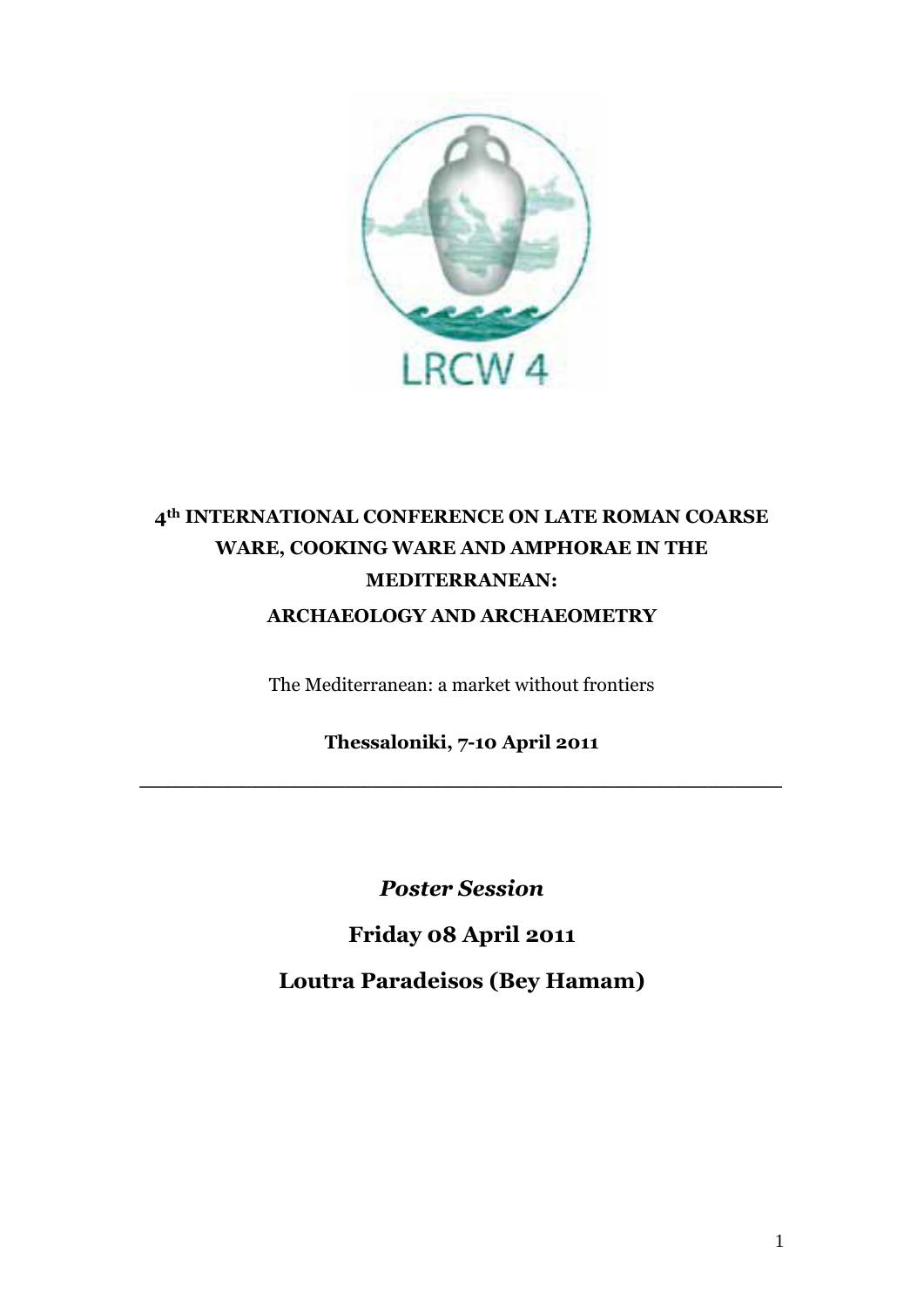LRCW 4

# 4th INTERNATIONAL CONFERENCE ON LATE ROMAN COARSE WARE, COOKING WARE AND AMPHORAE IN THE MEDITERRANEAN:

## ARCHAEOLOGY AND ARCHAEOMETRY

The Mediterranean: a market without frontiers

**Thessaloniki, 7-10 April 2011**

---

***Poster Session***

**Friday 08 April 2011**

**Loutra Paradeisos (Bey Hamam)**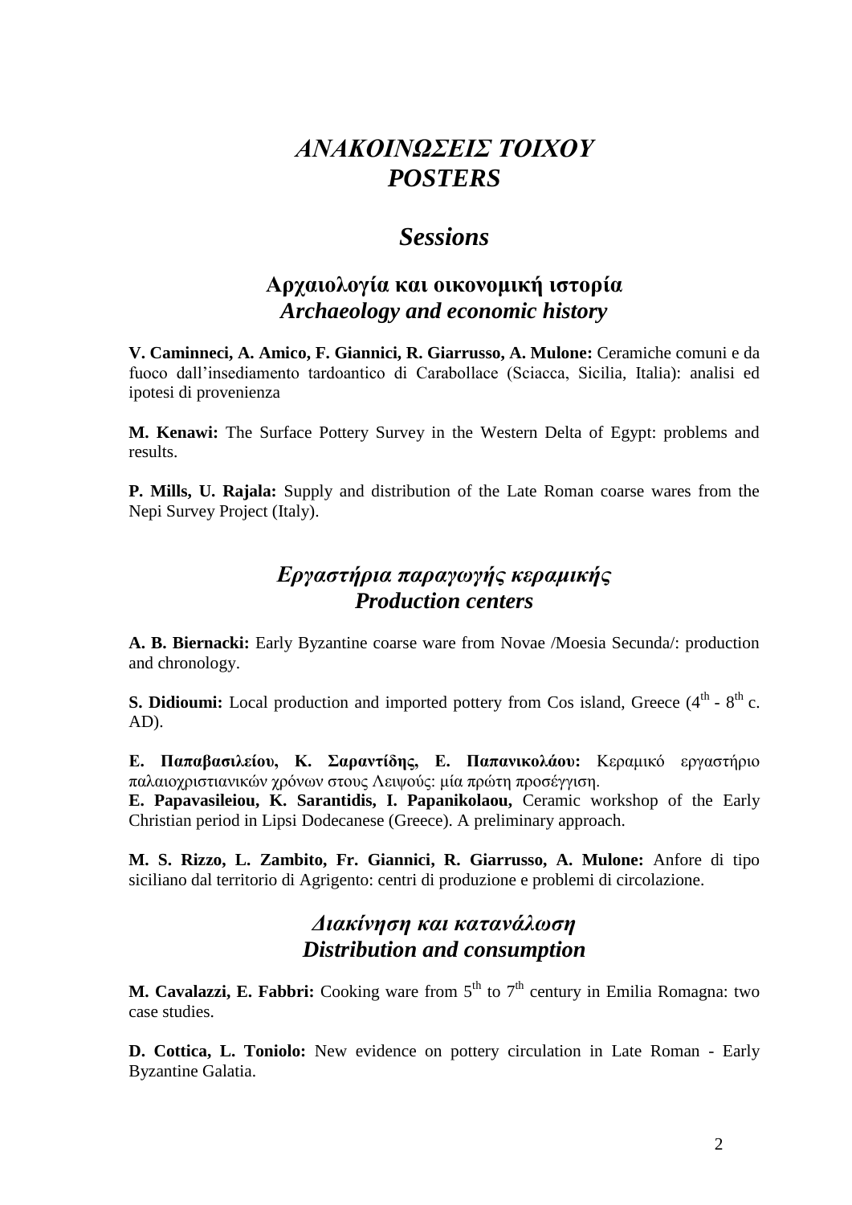# *ΑΝΑΚΟΙΝΩΣΕΙΣ ΤΟΙΧΟΥ*
# *POSTERS*

## *Sessions*

### Αρχαιολογία και οικονομική ιστορία
### *Archaeology and economic history*

**V. Caminneci, A. Amico, F. Giannici, R. Giarrusso, A. Mulone:** Ceramiche comuni e da fuoco dall'insediamento tardoantico di Carabollace (Sciacca, Sicilia, Italia): analisi ed ipotesi di provenienza

**M. Kenawi:** The Surface Pottery Survey in the Western Delta of Egypt: problems and results.

**P. Mills, U. Rajala:** Supply and distribution of the Late Roman coarse wares from the Nepi Survey Project (Italy).

### *Εργαστήρια παραγωγής κεραμικής*
### *Production centers*

**A. B. Biernacki:** Early Byzantine coarse ware from Novae /Moesia Secunda/: production and chronology.

**S. Didioumi:** Local production and imported pottery from Cos island, Greece (4$^{th}$ - 8$^{th}$ c. AD).

**Ε. Παπαβασιλείου, Κ. Σαραντίδης, Ε. Παπανικολάου:** Κεραμικό εργαστήριο παλαιοχριστιανικών χρόνων στους Λειψούς: μία πρώτη προσέγγιση.
**E. Papavasileiou, K. Sarantidis, I. Papanikolaou,** Ceramic workshop of the Early Christian period in Lipsi Dodecanese (Greece). A preliminary approach.

**M. S. Rizzo, L. Zambito, Fr. Giannici, R. Giarrusso, A. Mulone:** Anfore di tipo siciliano dal territorio di Agrigento: centri di produzione e problemi di circolazione.

### *Διακίνηση και κατανάλωση*
### *Distribution and consumption*

**M. Cavalazzi, E. Fabbri:** Cooking ware from 5$^{th}$ to 7$^{th}$ century in Emilia Romagna: two case studies.

**D. Cottica, L. Toniolo:** New evidence on pottery circulation in Late Roman - Early Byzantine Galatia.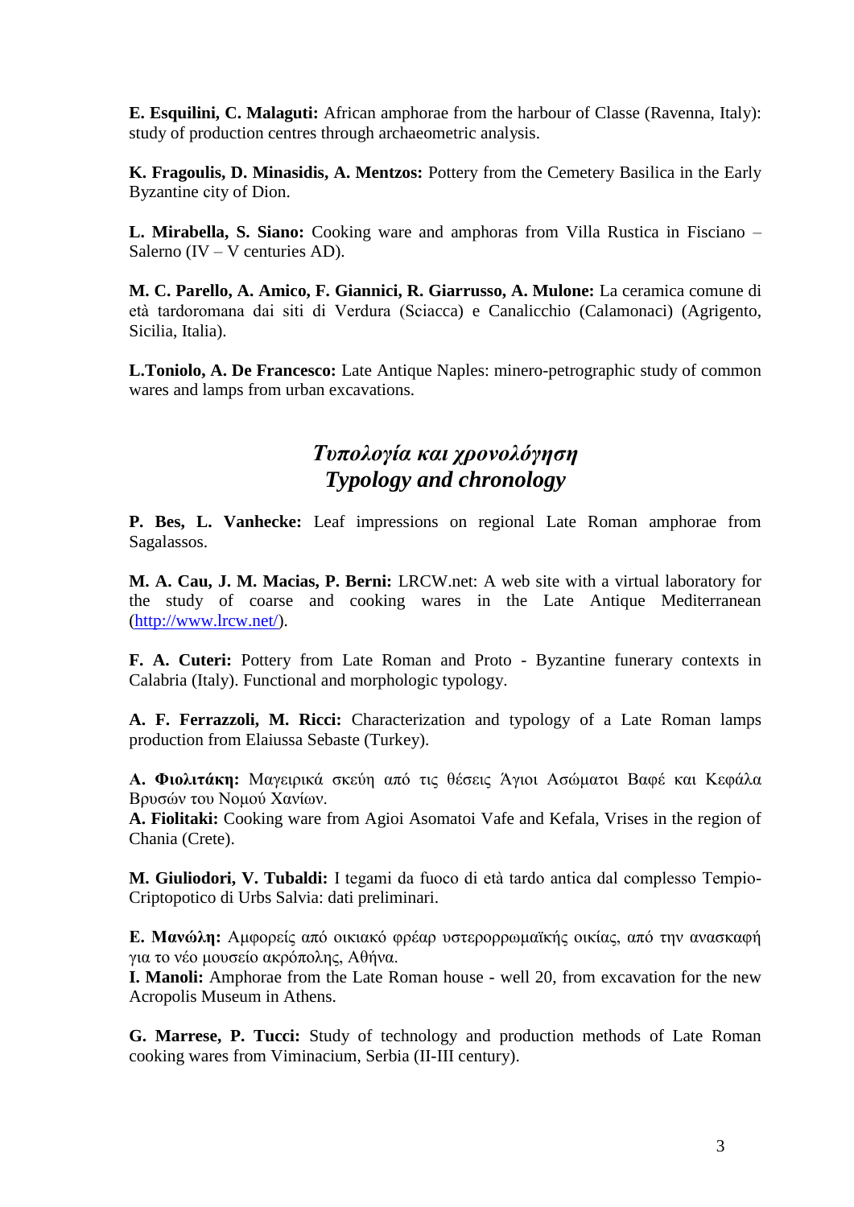**E. Esquilini, C. Malaguti:** African amphorae from the harbour of Classe (Ravenna, Italy): study of production centres through archaeometric analysis.

**K. Fragoulis, D. Minasidis, A. Mentzos:** Pottery from the Cemetery Basilica in the Early Byzantine city of Dion.

**L. Mirabella, S. Siano:** Cooking ware and amphoras from Villa Rustica in Fisciano – Salerno (IV – V centuries AD).

**M. C. Parello, A. Amico, F. Giannici, R. Giarrusso, A. Mulone:** La ceramica comune di età tardoromana dai siti di Verdura (Sciacca) e Canalicchio (Calamonaci) (Agrigento, Sicilia, Italia).

**L.Toniolo, A. De Francesco:** Late Antique Naples: minero-petrographic study of common wares and lamps from urban excavations.

## *Τυπολογία και χρονολόγηση*
## *Typology and chronology*

**P. Bes, L. Vanhecke:** Leaf impressions on regional Late Roman amphorae from Sagalassos.

**M. A. Cau, J. M. Macias, P. Berni:** LRCW.net: A web site with a virtual laboratory for the study of coarse and cooking wares in the Late Antique Mediterranean (http://www.lrcw.net/).

**F. A. Cuteri:** Pottery from Late Roman and Proto - Byzantine funerary contexts in Calabria (Italy). Functional and morphologic typology.

**A. F. Ferrazzoli, M. Ricci:** Characterization and typology of a Late Roman lamps production from Elaiussa Sebaste (Turkey).

**Α. Φιολιτάκη:** Μαγειρικά σκεύη από τις θέσεις Άγιοι Ασώματοι Βαφέ και Κεφάλα Βρυσών του Νομού Χανίων.
**A. Fiolitaki:** Cooking ware from Agioi Asomatoi Vafe and Kefala, Vrises in the region of Chania (Crete).

**M. Giuliodori, V. Tubaldi:** I tegami da fuoco di età tardo antica dal complesso Tempio-Criptopotico di Urbs Salvia: dati preliminari.

**Ε. Μανώλη:** Αμφορείς από οικιακό φρέαρ υστερορρωμαϊκής οικίας, από την ανασκαφή για το νέο μουσείο ακρόπολης, Αθήνα.
**I. Manoli:** Amphorae from the Late Roman house - well 20, from excavation for the new Acropolis Museum in Athens.

**G. Marrese, P. Tucci:** Study of technology and production methods of Late Roman cooking wares from Viminacium, Serbia (II-III century).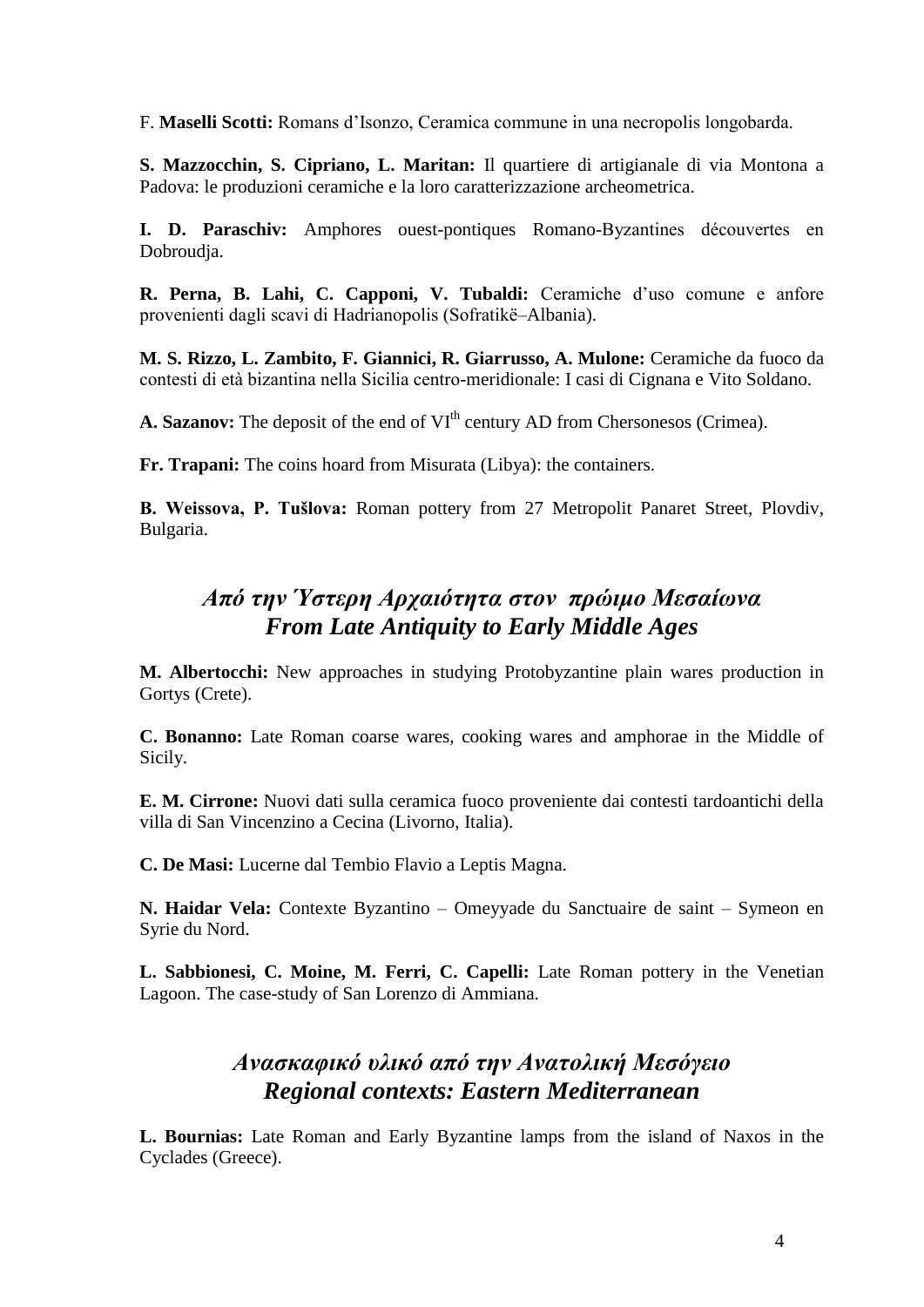F. **Maselli Scotti:** Romans d'Isonzo, Ceramica commune in una necropolis longobarda.

**S. Mazzocchin, S. Cipriano, L. Maritan:** Il quartiere di artigianale di via Montona a Padova: le produzioni ceramiche e la loro caratterizzazione archeometrica.

**I. D. Paraschiv:** Amphores ouest-pontiques Romano-Byzantines découvertes en Dobroudja.

**R. Perna, B. Lahi, C. Capponi, V. Tubaldi:** Ceramiche d'uso comune e anfore provenienti dagli scavi di Hadrianopolis (Sofratikë–Albania).

**M. S. Rizzo, L. Zambito, F. Giannici, R. Giarrusso, A. Mulone:** Ceramiche da fuoco da contesti di età bizantina nella Sicilia centro-meridionale: I casi di Cignana e Vito Soldano.

**A. Sazanov:** The deposit of the end of VI[th] century AD from Chersonesos (Crimea).

**Fr. Trapani:** The coins hoard from Misurata (Libya): the containers.

**B. Weissova, P. Tušlova:** Roman pottery from 27 Metropolit Panaret Street, Plovdiv, Bulgaria.

## *Από την Ύστερη Αρχαιότητα στον πρώιμο Μεσαίωνα*
## *From Late Antiquity to Early Middle Ages*

**M. Albertocchi:** New approaches in studying Protobyzantine plain wares production in Gortys (Crete).

**C. Bonanno:** Late Roman coarse wares, cooking wares and amphorae in the Middle of Sicily.

**E. M. Cirrone:** Nuovi dati sulla ceramica fuoco proveniente dai contesti tardoantichi della villa di San Vincenzino a Cecina (Livorno, Italia).

**C. De Masi:** Lucerne dal Tembio Flavio a Leptis Magna.

**N. Haidar Vela:** Contexte Byzantino – Omeyyade du Sanctuaire de saint – Symeon en Syrie du Nord.

**L. Sabbionesi, C. Moine, M. Ferri, C. Capelli:** Late Roman pottery in the Venetian Lagoon. The case-study of San Lorenzo di Ammiana.

## *Ανασκαφικό υλικό από την Ανατολική Μεσόγειο*
## *Regional contexts: Eastern Mediterranean*

**L. Bournias:** Late Roman and Early Byzantine lamps from the island of Naxos in the Cyclades (Greece).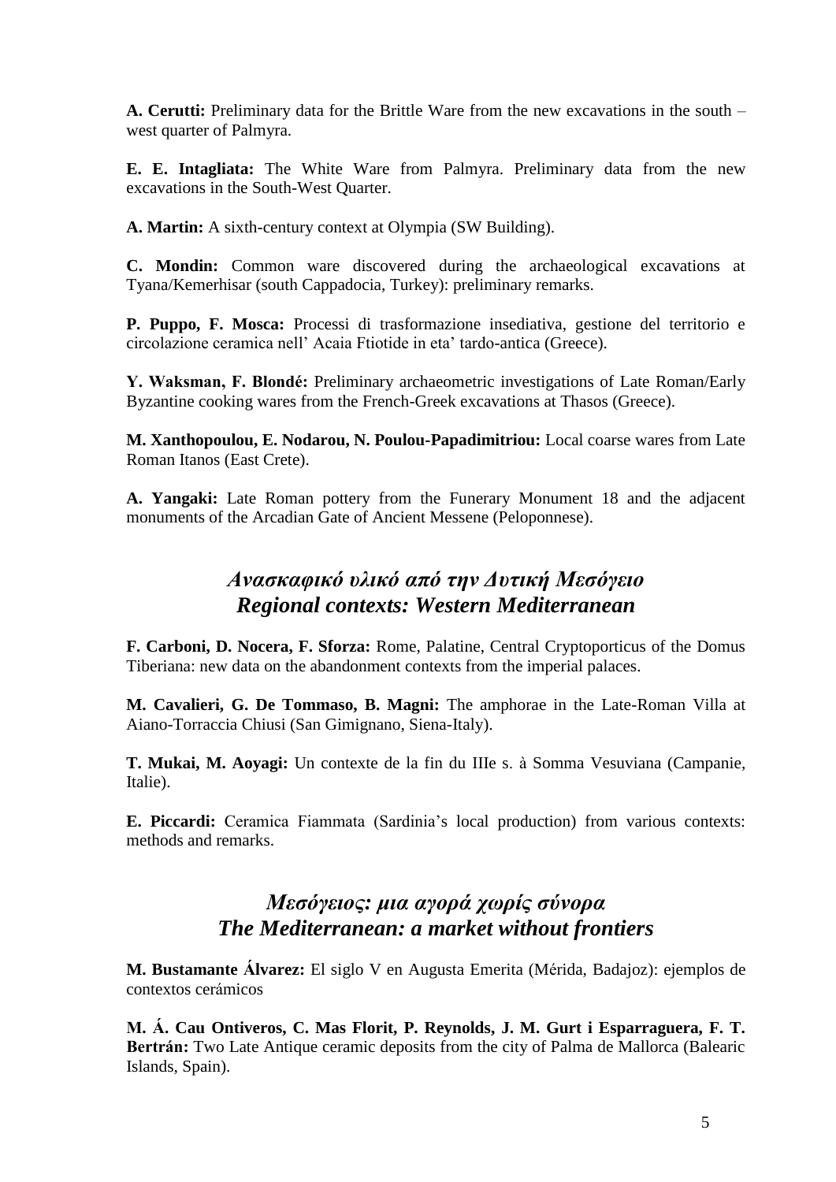**A. Cerutti:** Preliminary data for the Brittle Ware from the new excavations in the south – west quarter of Palmyra.

**E. E. Intagliata:** The White Ware from Palmyra. Preliminary data from the new excavations in the South-West Quarter.

**A. Martin:** A sixth-century context at Olympia (SW Building).

**C. Mondin:** Common ware discovered during the archaeological excavations at Tyana/Kemerhisar (south Cappadocia, Turkey): preliminary remarks.

**P. Puppo, F. Mosca:** Processi di trasformazione insediativa, gestione del territorio e circolazione ceramica nell' Acaia Ftiotide in eta' tardo-antica (Greece).

**Y. Waksman, F. Blondé:** Preliminary archaeometric investigations of Late Roman/Early Byzantine cooking wares from the French-Greek excavations at Thasos (Greece).

**M. Xanthopoulou, E. Nodarou, N. Poulou-Papadimitriou:** Local coarse wares from Late Roman Itanos (East Crete).

**A. Yangaki:** Late Roman pottery from the Funerary Monument 18 and the adjacent monuments of the Arcadian Gate of Ancient Messene (Peloponnese).

## *Ανασκαφικό υλικό από την Δυτική Μεσόγειο*
## *Regional contexts: Western Mediterranean*

**F. Carboni, D. Nocera, F. Sforza:** Rome, Palatine, Central Cryptoporticus of the Domus Tiberiana: new data on the abandonment contexts from the imperial palaces.

**M. Cavalieri, G. De Tommaso, B. Magni:** The amphorae in the Late-Roman Villa at Aiano-Torraccia Chiusi (San Gimignano, Siena-Italy).

**T. Mukai, M. Aoyagi:** Un contexte de la fin du IIIe s. à Somma Vesuviana (Campanie, Italie).

**E. Piccardi:** Ceramica Fiammata (Sardinia's local production) from various contexts: methods and remarks.

## *Μεσόγειος: μια αγορά χωρίς σύνορα*
## *The Mediterranean: a market without frontiers*

**M. Bustamante Álvarez:** El siglo V en Augusta Emerita (Mérida, Badajoz): ejemplos de contextos cerámicos

**M. Á. Cau Ontiveros, C. Mas Florit, P. Reynolds, J. M. Gurt i Esparraguera, F. T. Bertrán:** Two Late Antique ceramic deposits from the city of Palma de Mallorca (Balearic Islands, Spain).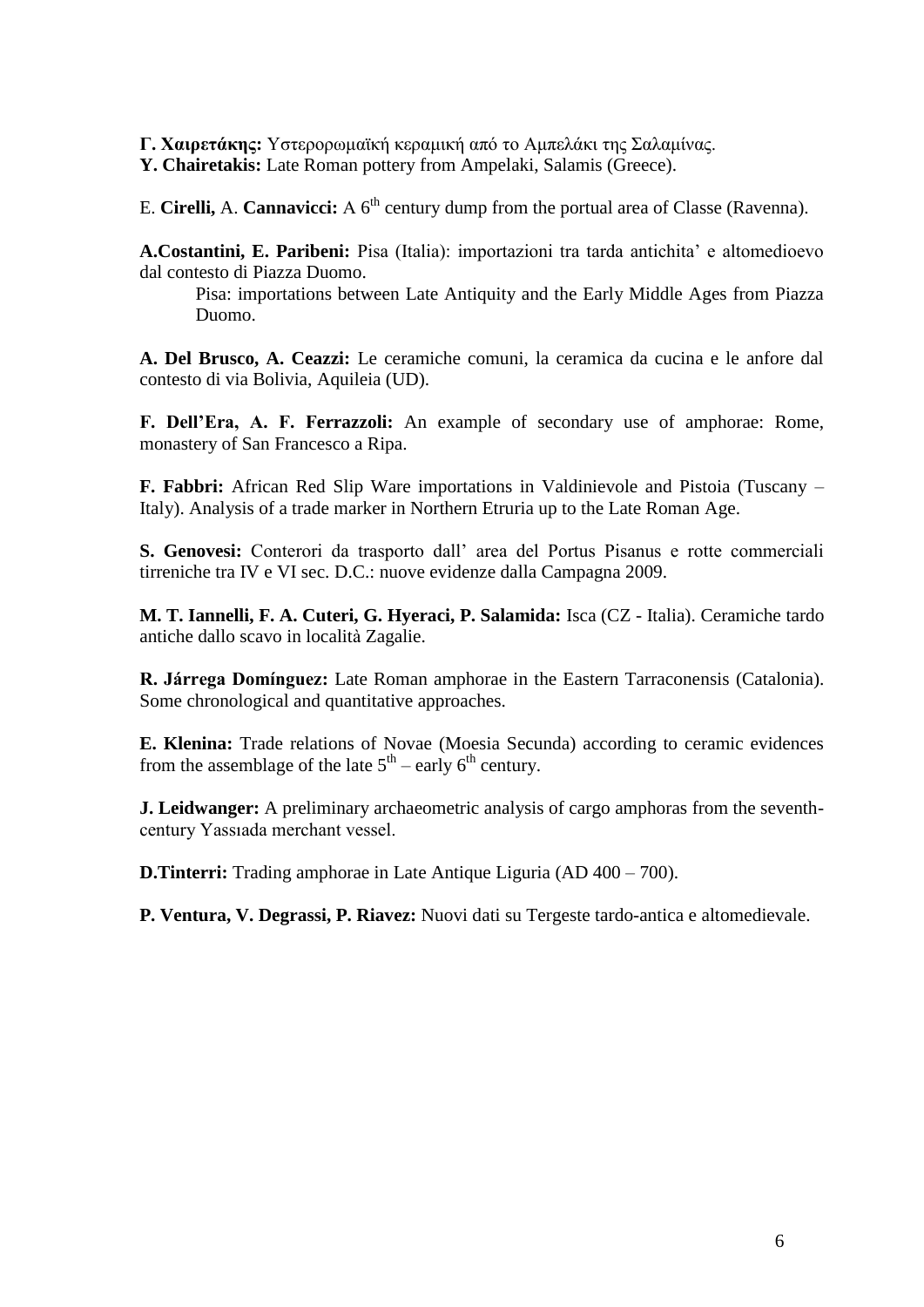**Γ. Χαιρετάκης:** Υστερορωμαϊκή κεραμική από το Αμπελάκι της Σαλαμίνας.
**Y. Chairetakis:** Late Roman pottery from Ampelaki, Salamis (Greece).

E. **Cirelli,** A. **Cannavicci:** A 6th century dump from the portual area of Classe (Ravenna).

**A.Costantini, E. Paribeni:** Pisa (Italia): importazioni tra tarda antichita' e altomedioevo dal contesto di Piazza Duomo.

> Pisa: importations between Late Antiquity and the Early Middle Ages from Piazza Duomo.

**A. Del Brusco, A. Ceazzi:** Le ceramiche comuni, la ceramica da cucina e le anfore dal contesto di via Bolivia, Aquileia (UD).

**F. Dell'Era, A. F. Ferrazzoli:** An example of secondary use of amphorae: Rome, monastery of San Francesco a Ripa.

**F. Fabbri:** African Red Slip Ware importations in Valdinievole and Pistoia (Tuscany – Italy). Analysis of a trade marker in Northern Etruria up to the Late Roman Age.

**S. Genovesi:** Conterori da trasporto dall' area del Portus Pisanus e rotte commerciali tirreniche tra IV e VI sec. D.C.: nuove evidenze dalla Campagna 2009.

**M. T. Iannelli, F. A. Cuteri, G. Hyeraci, P. Salamida:** Isca (CZ - Italia). Ceramiche tardo antiche dallo scavo in località Zagalie.

**R. Járrega Domínguez:** Late Roman amphorae in the Eastern Tarraconensis (Catalonia). Some chronological and quantitative approaches.

**E. Klenina:** Trade relations of Novae (Moesia Secunda) according to ceramic evidences from the assemblage of the late 5th – early 6th century.

**J. Leidwanger:** A preliminary archaeometric analysis of cargo amphoras from the seventh-century Yassıada merchant vessel.

**D.Tinterri:** Trading amphorae in Late Antique Liguria (AD 400 – 700).

**P. Ventura, V. Degrassi, P. Riavez:** Nuovi dati su Tergeste tardo-antica e altomedievale.